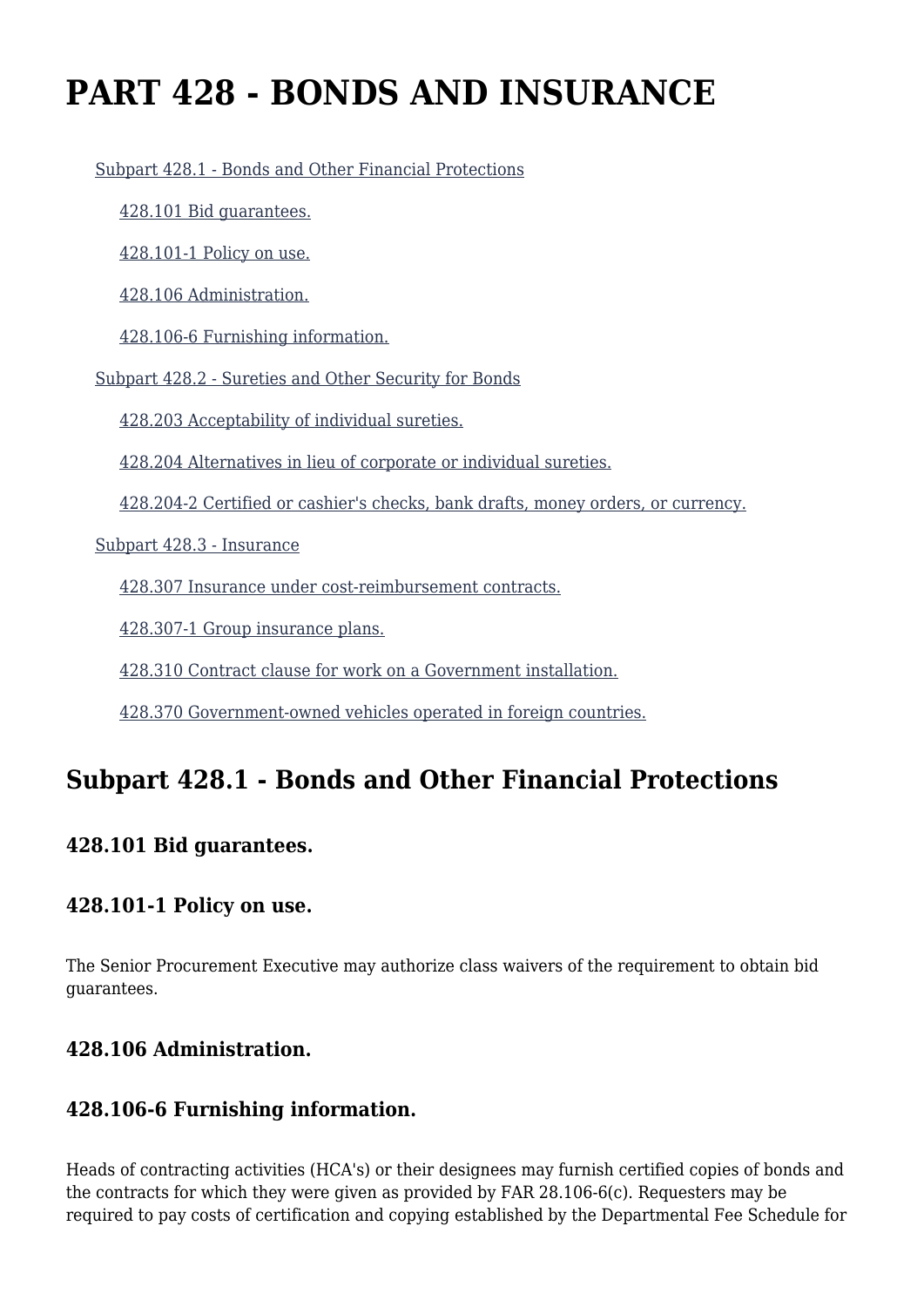# PART 428 - BONDS AND INSURANCE

- Subpart 428.1 - Bonds and Other Financial Protections
  - 428.101 Bid guarantees.
  - 428.101-1 Policy on use.
  - 428.106 Administration.
  - 428.106-6 Furnishing information.
- Subpart 428.2 - Sureties and Other Security for Bonds
  - 428.203 Acceptability of individual sureties.
  - 428.204 Alternatives in lieu of corporate or individual sureties.
  - 428.204-2 Certified or cashier's checks, bank drafts, money orders, or currency.
- Subpart 428.3 - Insurance
  - 428.307 Insurance under cost-reimbursement contracts.
  - 428.307-1 Group insurance plans.
  - 428.310 Contract clause for work on a Government installation.
  - 428.370 Government-owned vehicles operated in foreign countries.

## Subpart 428.1 - Bonds and Other Financial Protections

### 428.101 Bid guarantees.

### 428.101-1 Policy on use.

The Senior Procurement Executive may authorize class waivers of the requirement to obtain bid guarantees.

### 428.106 Administration.

### 428.106-6 Furnishing information.

Heads of contracting activities (HCA's) or their designees may furnish certified copies of bonds and the contracts for which they were given as provided by FAR 28.106-6(c). Requesters may be required to pay costs of certification and copying established by the Departmental Fee Schedule for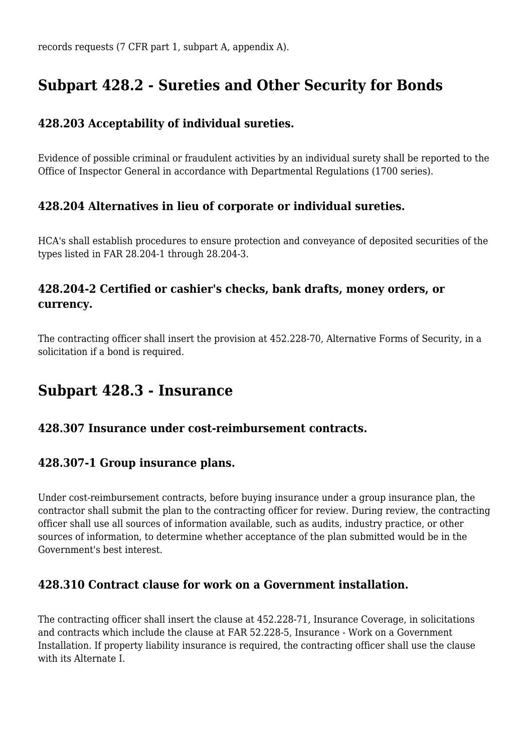records requests (7 CFR part 1, subpart A, appendix A).

## Subpart 428.2 - Sureties and Other Security for Bonds

### 428.203 Acceptability of individual sureties.

Evidence of possible criminal or fraudulent activities by an individual surety shall be reported to the Office of Inspector General in accordance with Departmental Regulations (1700 series).

### 428.204 Alternatives in lieu of corporate or individual sureties.

HCA's shall establish procedures to ensure protection and conveyance of deposited securities of the types listed in FAR 28.204-1 through 28.204-3.

### 428.204-2 Certified or cashier's checks, bank drafts, money orders, or currency.

The contracting officer shall insert the provision at 452.228-70, Alternative Forms of Security, in a solicitation if a bond is required.

## Subpart 428.3 - Insurance

### 428.307 Insurance under cost-reimbursement contracts.

### 428.307-1 Group insurance plans.

Under cost-reimbursement contracts, before buying insurance under a group insurance plan, the contractor shall submit the plan to the contracting officer for review. During review, the contracting officer shall use all sources of information available, such as audits, industry practice, or other sources of information, to determine whether acceptance of the plan submitted would be in the Government's best interest.

### 428.310 Contract clause for work on a Government installation.

The contracting officer shall insert the clause at 452.228-71, Insurance Coverage, in solicitations and contracts which include the clause at FAR 52.228-5, Insurance - Work on a Government Installation. If property liability insurance is required, the contracting officer shall use the clause with its Alternate I.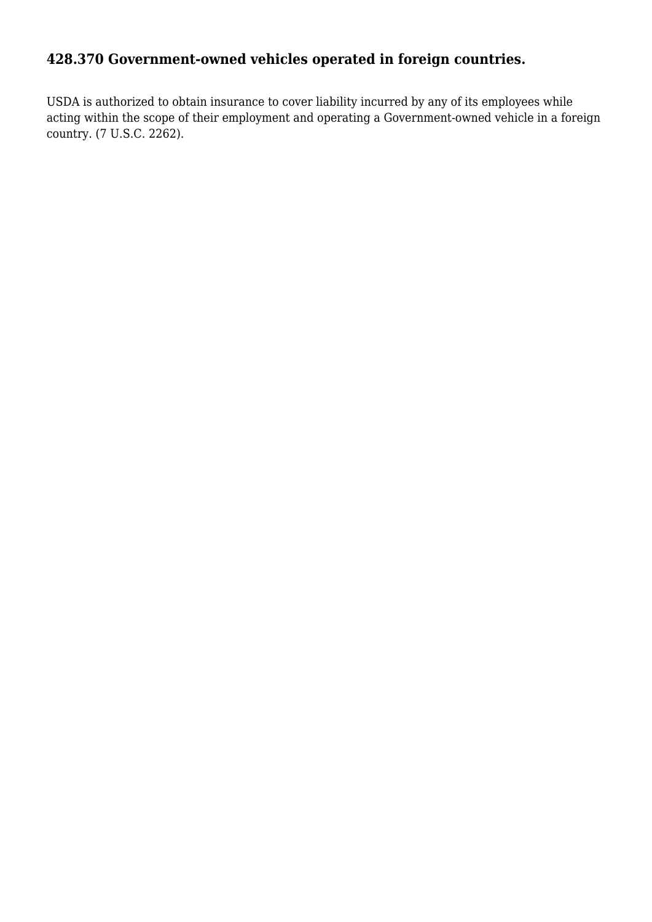## 428.370 Government-owned vehicles operated in foreign countries.

USDA is authorized to obtain insurance to cover liability incurred by any of its employees while acting within the scope of their employment and operating a Government-owned vehicle in a foreign country. (7 U.S.C. 2262).